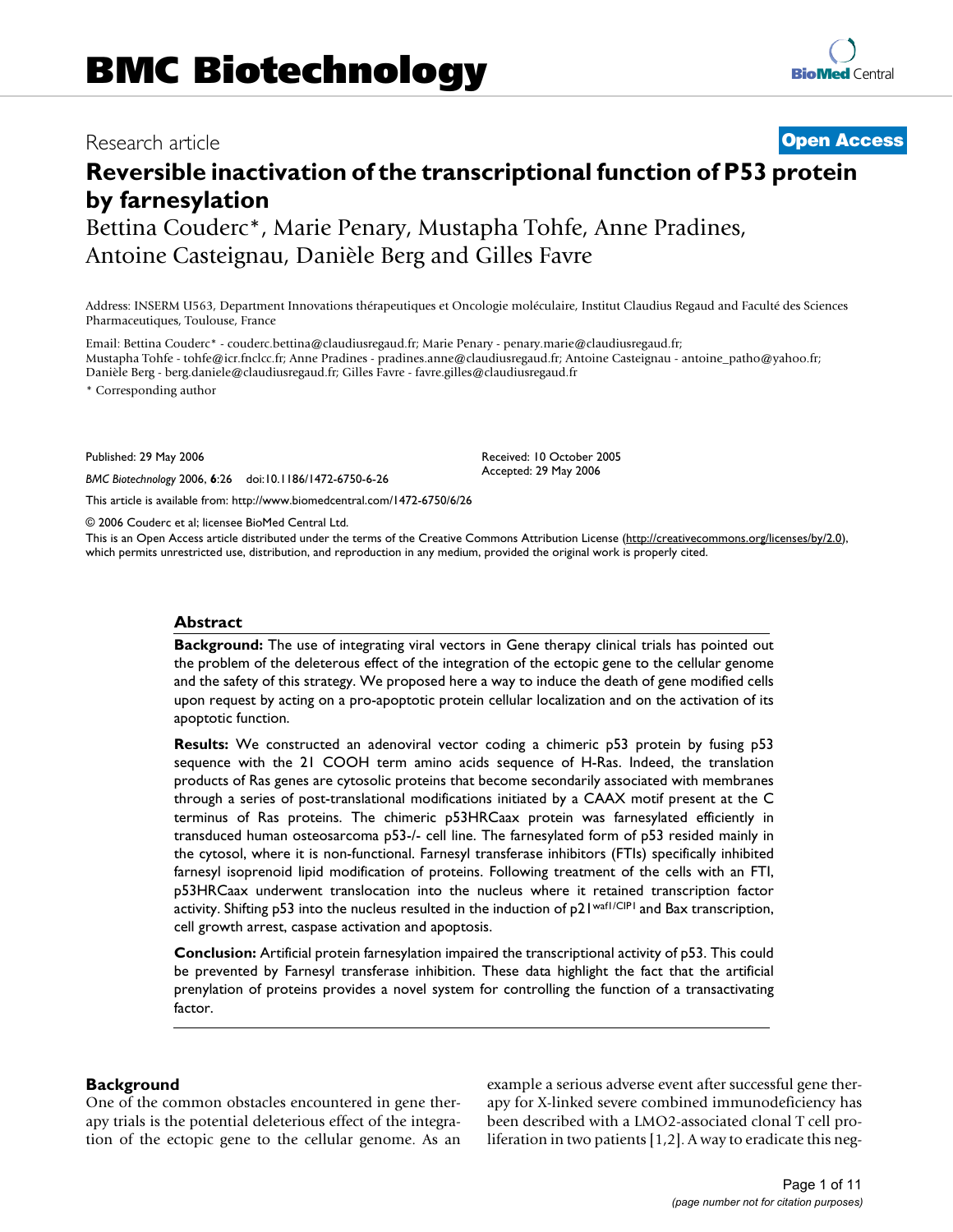Research article

**Open Access**

# Reversible inactivation of the transcriptional function of P53 protein by farnesylation

Bettina Couderc*, Marie Penary, Mustapha Tohfe, Anne Pradines, Antoine Casteignau, Danièle Berg and Gilles Favre

Address: INSERM U563, Department Innovations thérapeutiques et Oncologie moléculaire, Institut Claudius Regaud and Faculté des Sciences Pharmaceutiques, Toulouse, France

Email: Bettina Couderc* - couderc.bettina@claudiusregaud.fr; Marie Penary - penary.marie@claudiusregaud.fr; Mustapha Tohfe - tohfe@icr.fnclcc.fr; Anne Pradines - pradines.anne@claudiusregaud.fr; Antoine Casteignau - antoine_patho@yahoo.fr; Danièle Berg - berg.daniele@claudiusregaud.fr; Gilles Favre - favre.gilles@claudiusregaud.fr

* Corresponding author

Published: 29 May 2006

*BMC Biotechnology* 2006, **6**:26 doi:10.1186/1472-6750-6-26

Received: 10 October 2005
Accepted: 29 May 2006

This article is available from: http://www.biomedcentral.com/1472-6750/6/26

© 2006 Couderc et al; licensee BioMed Central Ltd.

This is an Open Access article distributed under the terms of the Creative Commons Attribution License (http://creativecommons.org/licenses/by/2.0), which permits unrestricted use, distribution, and reproduction in any medium, provided the original work is properly cited.

## Abstract

**Background:** The use of integrating viral vectors in Gene therapy clinical trials has pointed out the problem of the deleterous effect of the integration of the ectopic gene to the cellular genome and the safety of this strategy. We proposed here a way to induce the death of gene modified cells upon request by acting on a pro-apoptotic protein cellular localization and on the activation of its apoptotic function.

**Results:** We constructed an adenoviral vector coding a chimeric p53 protein by fusing p53 sequence with the 21 COOH term amino acids sequence of H-Ras. Indeed, the translation products of Ras genes are cytosolic proteins that become secondarily associated with membranes through a series of post-translational modifications initiated by a CAAX motif present at the C terminus of Ras proteins. The chimeric p53HRCaax protein was farnesylated efficiently in transduced human osteosarcoma p53-/- cell line. The farnesylated form of p53 resided mainly in the cytosol, where it is non-functional. Farnesyl transferase inhibitors (FTIs) specifically inhibited farnesyl isoprenoid lipid modification of proteins. Following treatment of the cells with an FTI, p53HRCaax underwent translocation into the nucleus where it retained transcription factor activity. Shifting p53 into the nucleus resulted in the induction of $p21^{waf1/CIP1}$ and Bax transcription, cell growth arrest, caspase activation and apoptosis.

**Conclusion:** Artificial protein farnesylation impaired the transcriptional activity of p53. This could be prevented by Farnesyl transferase inhibition. These data highlight the fact that the artificial prenylation of proteins provides a novel system for controlling the function of a transactivating factor.

## Background

One of the common obstacles encountered in gene therapy trials is the potential deleterious effect of the integration of the ectopic gene to the cellular genome. As an example a serious adverse event after successful gene therapy for X-linked severe combined immunodeficiency has been described with a LMO2-associated clonal T cell proliferation in two patients [1,2]. A way to eradicate this neg-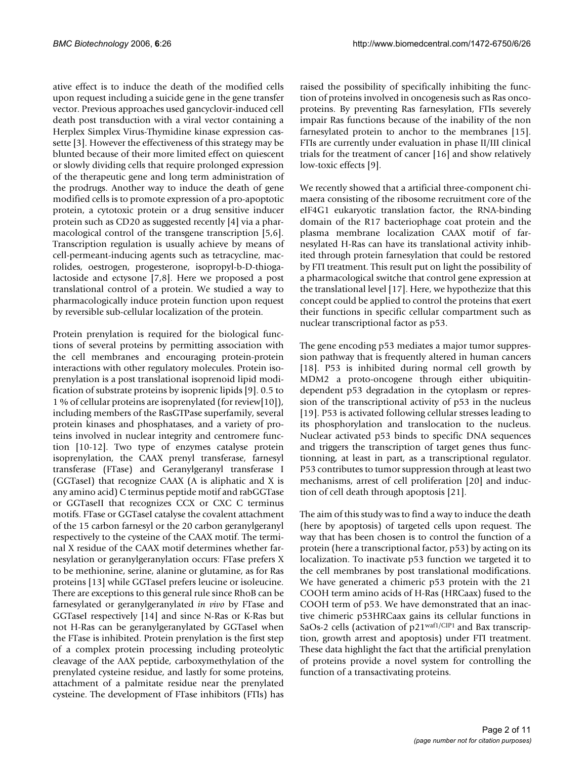ative effect is to induce the death of the modified cells upon request including a suicide gene in the gene transfer vector. Previous approaches used gancyclovir-induced cell death post transduction with a viral vector containing a Herplex Simplex Virus-Thymidine kinase expression cassette [3]. However the effectiveness of this strategy may be blunted because of their more limited effect on quiescent or slowly dividing cells that require prolonged expression of the therapeutic gene and long term administration of the prodrugs. Another way to induce the death of gene modified cells is to promote expression of a pro-apoptotic protein, a cytotoxic protein or a drug sensitive inducer protein such as CD20 as suggested recently [4] via a pharmacological control of the transgene transcription [5,6]. Transcription regulation is usually achieve by means of cell-permeant-inducing agents such as tetracycline, macrolides, oestrogen, progesterone, isopropyl-b-D-thiogalactoside and ectysone [7,8]. Here we proposed a post translational control of a protein. We studied a way to pharmacologically induce protein function upon request by reversible sub-cellular localization of the protein.

Protein prenylation is required for the biological functions of several proteins by permitting association with the cell membranes and encouraging protein-protein interactions with other regulatory molecules. Protein isoprenylation is a post translational isoprenoid lipid modification of substrate proteins by isoprenic lipids [9]. 0.5 to 1 % of cellular proteins are isoprenylated (for review[10]), including members of the RasGTPase superfamily, several protein kinases and phosphatases, and a variety of proteins involved in nuclear integrity and centromere function [10-12]. Two type of enzymes catalyse protein isoprenylation, the CAAX prenyl transferase, farnesyl transferase (FTase) and Geranylgeranyl transferase I (GGTaseI) that recognize CAAX (A is aliphatic and X is any amino acid) C terminus peptide motif and rabGGTase or GGTaseII that recognizes CCX or CXC C terminus motifs. FTase or GGTaseI catalyse the covalent attachment of the 15 carbon farnesyl or the 20 carbon geranylgeranyl respectively to the cysteine of the CAAX motif. The terminal X residue of the CAAX motif determines whether farnesylation or geranylgeranylation occurs: FTase prefers X to be methionine, serine, alanine or glutamine, as for Ras proteins [13] while GGTaseI prefers leucine or isoleucine. There are exceptions to this general rule since RhoB can be farnesylated or geranylgeranylated *in vivo* by FTase and GGTaseI respectively [14] and since N-Ras or K-Ras but not H-Ras can be geranylgeranylated by GGTaseI when the FTase is inhibited. Protein prenylation is the first step of a complex protein processing including proteolytic cleavage of the AAX peptide, carboxymethylation of the prenylated cysteine residue, and lastly for some proteins, attachment of a palmitate residue near the prenylated cysteine. The development of FTase inhibitors (FTIs) has raised the possibility of specifically inhibiting the function of proteins involved in oncogenesis such as Ras oncoproteins. By preventing Ras farnesylation, FTIs severely impair Ras functions because of the inability of the non farnesylated protein to anchor to the membranes [15]. FTIs are currently under evaluation in phase II/III clinical trials for the treatment of cancer [16] and show relatively low-toxic effects [9].

We recently showed that a artificial three-component chimaera consisting of the ribosome recruitment core of the eIF4G1 eukaryotic translation factor, the RNA-binding domain of the R17 bacteriophage coat protein and the plasma membrane localization CAAX motif of farnesylated H-Ras can have its translational activity inhibited through protein farnesylation that could be restored by FTI treatment. This result put on light the possibility of a pharmacological switche that control gene expression at the translational level [17]. Here, we hypothezize that this concept could be applied to control the proteins that exert their functions in specific cellular compartment such as nuclear transcriptional factor as p53.

The gene encoding p53 mediates a major tumor suppression pathway that is frequently altered in human cancers [18]. P53 is inhibited during normal cell growth by MDM2 a proto-oncogene through either ubiquitin-dependent p53 degradation in the cytoplasm or repression of the transcriptional activity of p53 in the nucleus [19]. P53 is activated following cellular stresses leading to its phosphorylation and translocation to the nucleus. Nuclear activated p53 binds to specific DNA sequences and triggers the transcription of target genes thus functionning, at least in part, as a transcriptional regulator. P53 contributes to tumor suppression through at least two mechanisms, arrest of cell proliferation [20] and induction of cell death through apoptosis [21].

The aim of this study was to find a way to induce the death (here by apoptosis) of targeted cells upon request. The way that has been chosen is to control the function of a protein (here a transcriptional factor, p53) by acting on its localization. To inactivate p53 function we targeted it to the cell membranes by post translational modifications. We have generated a chimeric p53 protein with the 21 COOH term amino acids of H-Ras (HRCaax) fused to the COOH term of p53. We have demonstrated that an inactive chimeric p53HRCaax gains its cellular functions in SaOs-2 cells (activation of p21$^{waf1/CIP1}$ and Bax transcription, growth arrest and apoptosis) under FTI treatment. These data highlight the fact that the artificial prenylation of proteins provide a novel system for controlling the function of a transactivating proteins.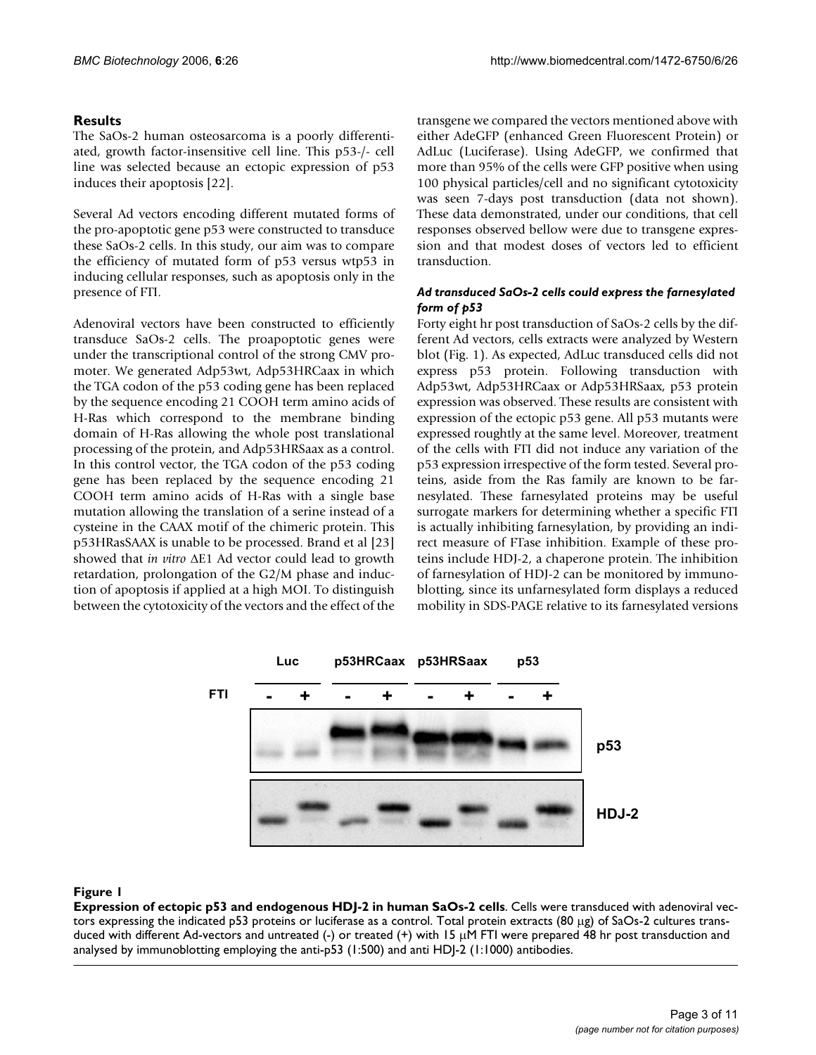## Results

The SaOs-2 human osteosarcoma is a poorly differentiated, growth factor-insensitive cell line. This p53-/- cell line was selected because an ectopic expression of p53 induces their apoptosis [22].

Several Ad vectors encoding different mutated forms of the pro-apoptotic gene p53 were constructed to transduce these SaOs-2 cells. In this study, our aim was to compare the efficiency of mutated form of p53 versus wtp53 in inducing cellular responses, such as apoptosis only in the presence of FTI.

Adenoviral vectors have been constructed to efficiently transduce SaOs-2 cells. The proapoptotic genes were under the transcriptional control of the strong CMV promoter. We generated Adp53wt, Adp53HRCaax in which the TGA codon of the p53 coding gene has been replaced by the sequence encoding 21 COOH term amino acids of H-Ras which correspond to the membrane binding domain of H-Ras allowing the whole post translational processing of the protein, and Adp53HRSaax as a control. In this control vector, the TGA codon of the p53 coding gene has been replaced by the sequence encoding 21 COOH term amino acids of H-Ras with a single base mutation allowing the translation of a serine instead of a cysteine in the CAAX motif of the chimeric protein. This p53HRasSAAX is unable to be processed. Brand et al [23] showed that *in vitro* ΔE1 Ad vector could lead to growth retardation, prolongation of the G2/M phase and induction of apoptosis if applied at a high MOI. To distinguish between the cytotoxicity of the vectors and the effect of the transgene we compared the vectors mentioned above with either AdeGFP (enhanced Green Fluorescent Protein) or AdLuc (Luciferase). Using AdeGFP, we confirmed that more than 95% of the cells were GFP positive when using 100 physical particles/cell and no significant cytotoxicity was seen 7-days post transduction (data not shown). These data demonstrated, under our conditions, that cell responses observed bellow were due to transgene expression and that modest doses of vectors led to efficient transduction.

### *Ad transduced SaOs-2 cells could express the farnesylated form of p53*

Forty eight hr post transduction of SaOs-2 cells by the different Ad vectors, cells extracts were analyzed by Western blot (Fig. 1). As expected, AdLuc transduced cells did not express p53 protein. Following transduction with Adp53wt, Adp53HRCaax or Adp53HRSaax, p53 protein expression was observed. These results are consistent with expression of the ectopic p53 gene. All p53 mutants were expressed roughly at the same level. Moreover, treatment of the cells with FTI did not induce any variation of the p53 expression irrespective of the form tested. Several proteins, aside from the Ras family are known to be farnesylated. These farnesylated proteins may be useful surrogate markers for determining whether a specific FTI is actually inhibiting farnesylation, by providing an indirect measure of FTase inhibition. Example of these proteins include HDJ-2, a chaperone protein. The inhibition of farnesylation of HDJ-2 can be monitored by immunoblotting, since its unfarnesylated form displays a reduced mobility in SDS-PAGE relative to its farnesylated versions

**Figure 1**

**Expression of ectopic p53 and endogenous HDJ-2 in human SaOs-2 cells**. Cells were transduced with adenoviral vectors expressing the indicated p53 proteins or luciferase as a control. Total protein extracts (80 μg) of SaOs-2 cultures transduced with different Ad-vectors and untreated (-) or treated (+) with 15 μM FTI were prepared 48 hr post transduction and analysed by immunoblotting employing the anti-p53 (1:500) and anti HDJ-2 (1:1000) antibodies.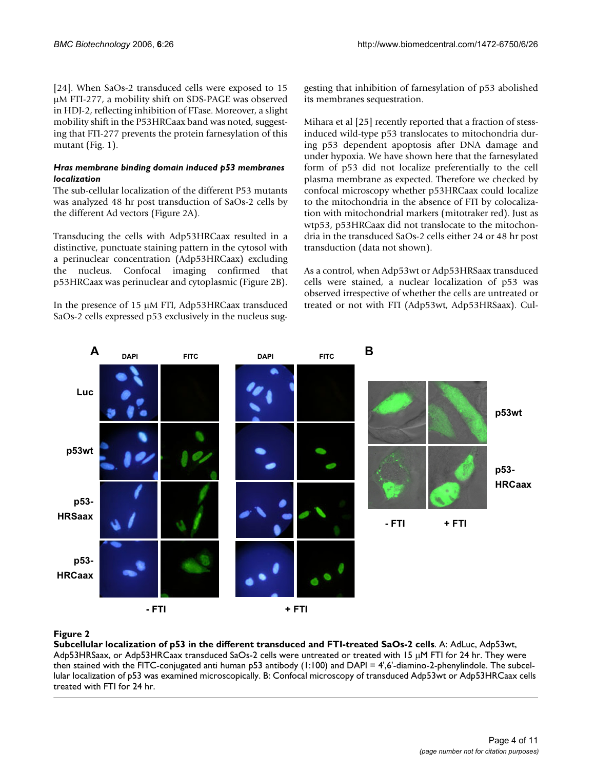[24]. When SaOs-2 transduced cells were exposed to 15 μM FTI-277, a mobility shift on SDS-PAGE was observed in HDJ-2, reflecting inhibition of FTase. Moreover, a slight mobility shift in the P53HRCaax band was noted, suggesting that FTI-277 prevents the protein farnesylation of this mutant (Fig. 1).

### *Hras membrane binding domain induced p53 membranes localization*

The sub-cellular localization of the different P53 mutants was analyzed 48 hr post transduction of SaOs-2 cells by the different Ad vectors (Figure 2A).

Transducing the cells with Adp53HRCaax resulted in a distinctive, punctuate staining pattern in the cytosol with a perinuclear concentration (Adp53HRCaax) excluding the nucleus. Confocal imaging confirmed that p53HRCaax was perinuclear and cytoplasmic (Figure 2B).

In the presence of 15 μM FTI, Adp53HRCaax transduced SaOs-2 cells expressed p53 exclusively in the nucleus suggesting that inhibition of farnesylation of p53 abolished its membranes sequestration.

Mihara et al [25] recently reported that a fraction of stess-induced wild-type p53 translocates to mitochondria during p53 dependent apoptosis after DNA damage and under hypoxia. We have shown here that the farnesylated form of p53 did not localize preferentially to the cell plasma membrane as expected. Therefore we checked by confocal microscopy whether p53HRCaax could localize to the mitochondria in the absence of FTI by colocalization with mitochondrial markers (mitotraker red). Just as wtp53, p53HRCaax did not translocate to the mitochondria in the transduced SaOs-2 cells either 24 or 48 hr post transduction (data not shown).

As a control, when Adp53wt or Adp53HRSaax transduced cells were stained, a nuclear localization of p53 was observed irrespective of whether the cells are untreated or treated or not with FTI (Adp53wt, Adp53HRSaax). Cul-

**Figure 2**
**Subcellular localization of p53 in the different transduced and FTI-treated SaOs-2 cells**. A: AdLuc, Adp53wt, Adp53HRSaax, or Adp53HRCaax transduced SaOs-2 cells were untreated or treated with 15 μM FTI for 24 hr. They were then stained with the FITC-conjugated anti human p53 antibody (1:100) and DAPI = 4',6'-diamino-2-phenylindole. The subcellular localization of p53 was examined microscopically. B: Confocal microscopy of transduced Adp53wt or Adp53HRCaax cells treated with FTI for 24 hr.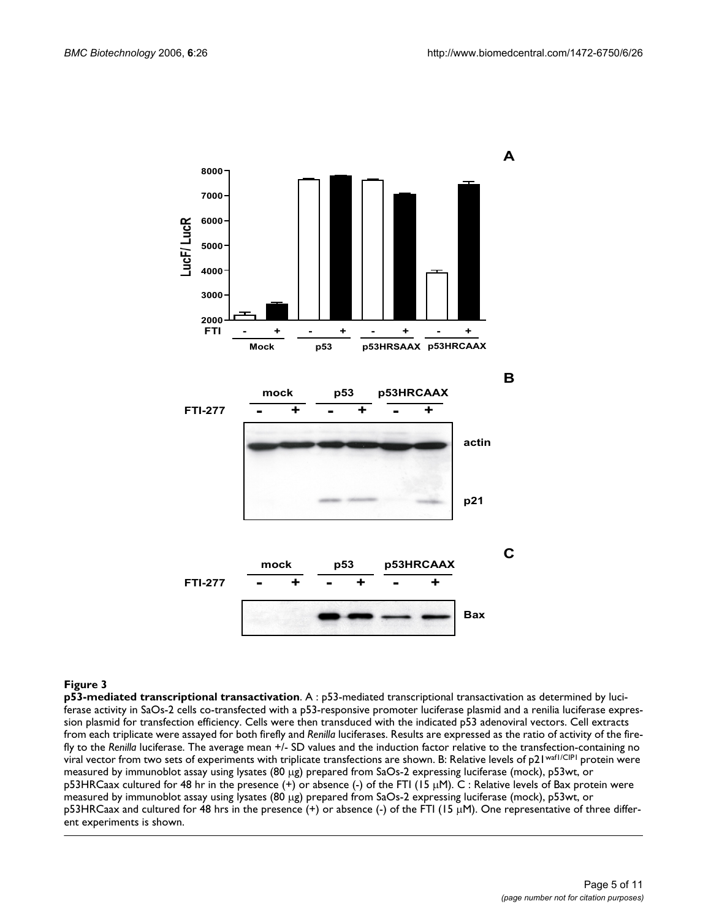**Figure 3**

**p53-mediated transcriptional transactivation**. A : p53-mediated transcriptional transactivation as determined by luciferase activity in SaOs-2 cells co-transfected with a p53-responsive promoter luciferase plasmid and a renilia luciferase expression plasmid for transfection efficiency. Cells were then transduced with the indicated p53 adenoviral vectors. Cell extracts from each triplicate were assayed for both firefly and *Renilla* luciferases. Results are expressed as the ratio of activity of the firefly to the *Renilla* luciferase. The average mean +/- SD values and the induction factor relative to the transfection-containing no viral vector from two sets of experiments with triplicate transfections are shown. B: Relative levels of p21$^{waf1/CIP1}$ protein were measured by immunoblot assay using lysates (80 μg) prepared from SaOs-2 expressing luciferase (mock), p53wt, or p53HRCaax cultured for 48 hr in the presence (+) or absence (-) of the FTI (15 μM). C : Relative levels of Bax protein were measured by immunoblot assay using lysates (80 μg) prepared from SaOs-2 expressing luciferase (mock), p53wt, or p53HRCaax and cultured for 48 hrs in the presence (+) or absence (-) of the FTI (15 μM). One representative of three different experiments is shown.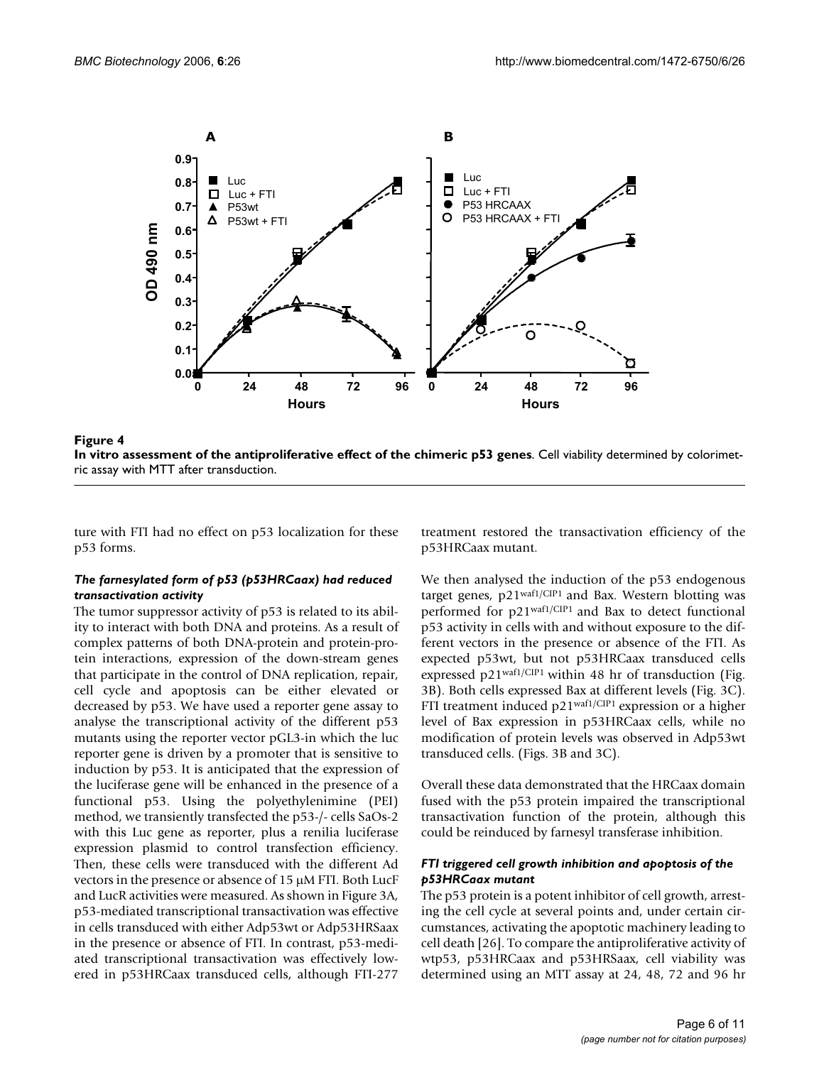**Figure 4**
**In vitro assessment of the antiproliferative effect of the chimeric p53 genes**. Cell viability determined by colorimetric assay with MTT after transduction.

ture with FTI had no effect on p53 localization for these p53 forms.

### *The farnesylated form of p53 (p53HRCaax) had reduced transactivation activity*

The tumor suppressor activity of p53 is related to its ability to interact with both DNA and proteins. As a result of complex patterns of both DNA-protein and protein-protein interactions, expression of the down-stream genes that participate in the control of DNA replication, repair, cell cycle and apoptosis can be either elevated or decreased by p53. We have used a reporter gene assay to analyse the transcriptional activity of the different p53 mutants using the reporter vector pGL3-in which the luc reporter gene is driven by a promoter that is sensitive to induction by p53. It is anticipated that the expression of the luciferase gene will be enhanced in the presence of a functional p53. Using the polyethylenimine (PEI) method, we transiently transfected the p53-/- cells SaOs-2 with this Luc gene as reporter, plus a renilia luciferase expression plasmid to control transfection efficiency. Then, these cells were transduced with the different Ad vectors in the presence or absence of 15 μM FTI. Both LucF and LucR activities were measured. As shown in Figure 3A, p53-mediated transcriptional transactivation was effective in cells transduced with either Adp53wt or Adp53HRSaax in the presence or absence of FTI. In contrast, p53-mediated transcriptional transactivation was effectively lowered in p53HRCaax transduced cells, although FTI-277 treatment restored the transactivation efficiency of the p53HRCaax mutant.

We then analysed the induction of the p53 endogenous target genes, p21$^{waf1/CIP1}$ and Bax. Western blotting was performed for p21$^{waf1/CIP1}$ and Bax to detect functional p53 activity in cells with and without exposure to the different vectors in the presence or absence of the FTI. As expected p53wt, but not p53HRCaax transduced cells expressed p21$^{waf1/CIP1}$ within 48 hr of transduction (Fig. 3B). Both cells expressed Bax at different levels (Fig. 3C). FTI treatment induced p21$^{waf1/CIP1}$ expression or a higher level of Bax expression in p53HRCaax cells, while no modification of protein levels was observed in Adp53wt transduced cells. (Figs. 3B and 3C).

Overall these data demonstrated that the HRCaax domain fused with the p53 protein impaired the transcriptional transactivation function of the protein, although this could be reinduced by farnesyl transferase inhibition.

### *FTI triggered cell growth inhibition and apoptosis of the p53HRCaax mutant*

The p53 protein is a potent inhibitor of cell growth, arresting the cell cycle at several points and, under certain circumstances, activating the apoptotic machinery leading to cell death [26]. To compare the antiproliferative activity of wtp53, p53HRCaax and p53HRSaax, cell viability was determined using an MTT assay at 24, 48, 72 and 96 hr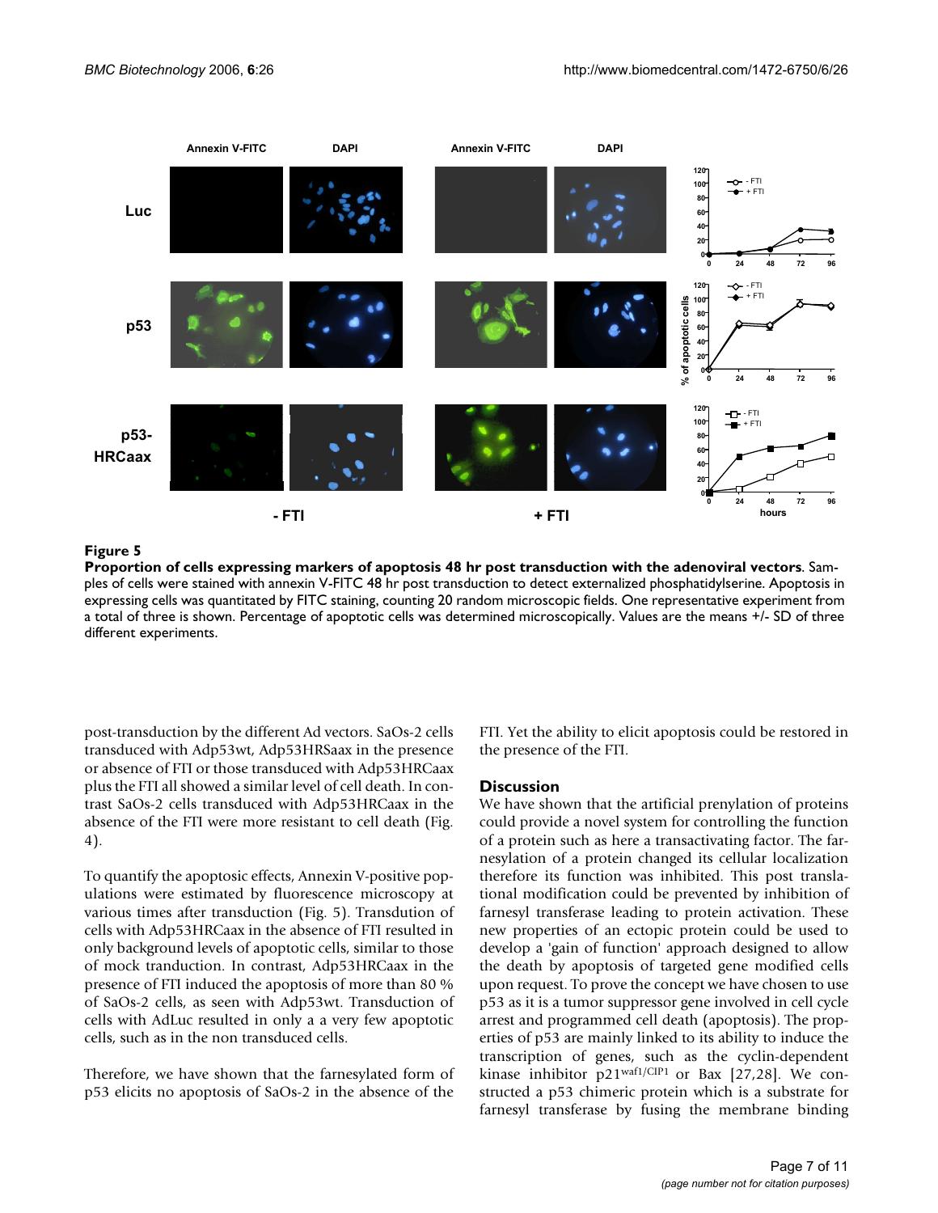**Figure 5**

**Proportion of cells expressing markers of apoptosis 48 hr post transduction with the adenoviral vectors**. Samples of cells were stained with annexin V-FITC 48 hr post transduction to detect externalized phosphatidylserine. Apoptosis in expressing cells was quantitated by FITC staining, counting 20 random microscopic fields. One representative experiment from a total of three is shown. Percentage of apoptotic cells was determined microscopically. Values are the means +/- SD of three different experiments.

post-transduction by the different Ad vectors. SaOs-2 cells transduced with Adp53wt, Adp53HRSaax in the presence or absence of FTI or those transduced with Adp53HRCaax plus the FTI all showed a similar level of cell death. In contrast SaOs-2 cells transduced with Adp53HRCaax in the absence of the FTI were more resistant to cell death (Fig. 4).

To quantify the apoptosic effects, Annexin V-positive populations were estimated by fluorescence microscopy at various times after transduction (Fig. 5). Transduction of cells with Adp53HRCaax in the absence of FTI resulted in only background levels of apoptotic cells, similar to those of mock tranduction. In contrast, Adp53HRCaax in the presence of FTI induced the apoptosis of more than 80 % of SaOs-2 cells, as seen with Adp53wt. Transduction of cells with AdLuc resulted in only a a very few apoptotic cells, such as in the non transduced cells.

Therefore, we have shown that the farnesylated form of p53 elicits no apoptosis of SaOs-2 in the absence of the FTI. Yet the ability to elicit apoptosis could be restored in the presence of the FTI.

## Discussion

We have shown that the artificial prenylation of proteins could provide a novel system for controlling the function of a protein such as here a transactivating factor. The farnesylation of a protein changed its cellular localization therefore its function was inhibited. This post translational modification could be prevented by inhibition of farnesyl transferase leading to protein activation. These new properties of an ectopic protein could be used to develop a 'gain of function' approach designed to allow the death by apoptosis of targeted gene modified cells upon request. To prove the concept we have chosen to use p53 as it is a tumor suppressor gene involved in cell cycle arrest and programmed cell death (apoptosis). The properties of p53 are mainly linked to its ability to induce the transcription of genes, such as the cyclin-dependent kinase inhibitor p21waf1/CIP1 or Bax [27,28]. We constructed a p53 chimeric protein which is a substrate for farnesyl transferase by fusing the membrane binding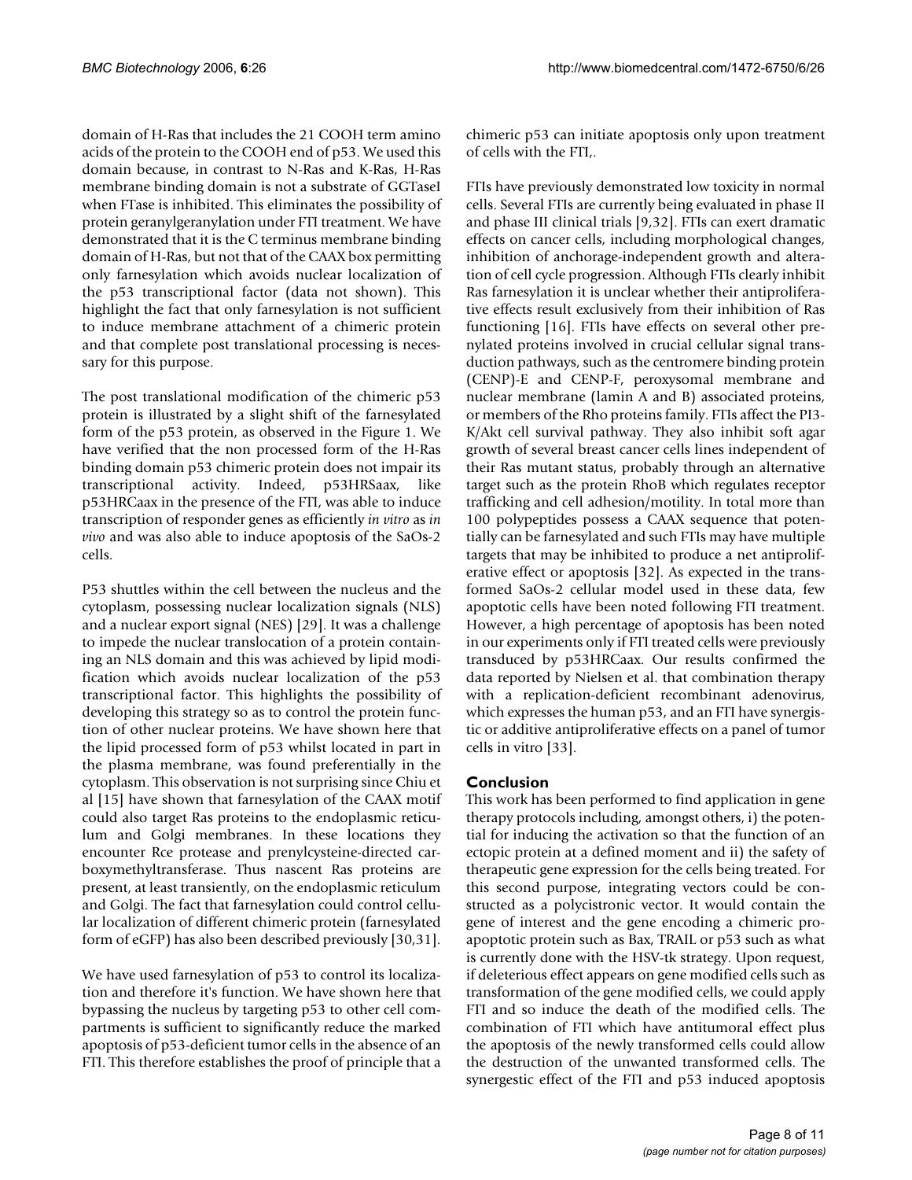domain of H-Ras that includes the 21 COOH term amino acids of the protein to the COOH end of p53. We used this domain because, in contrast to N-Ras and K-Ras, H-Ras membrane binding domain is not a substrate of GGTaseI when FTase is inhibited. This eliminates the possibility of protein geranylgeranylation under FTI treatment. We have demonstrated that it is the C terminus membrane binding domain of H-Ras, but not that of the CAAX box permitting only farnesylation which avoids nuclear localization of the p53 transcriptional factor (data not shown). This highlight the fact that only farnesylation is not sufficient to induce membrane attachment of a chimeric protein and that complete post translational processing is necessary for this purpose.

The post translational modification of the chimeric p53 protein is illustrated by a slight shift of the farnesylated form of the p53 protein, as observed in the Figure 1. We have verified that the non processed form of the H-Ras binding domain p53 chimeric protein does not impair its transcriptional activity. Indeed, p53HRSaax, like p53HRCaax in the presence of the FTI, was able to induce transcription of responder genes as efficiently *in vitro* as *in vivo* and was also able to induce apoptosis of the SaOs-2 cells.

P53 shuttles within the cell between the nucleus and the cytoplasm, possessing nuclear localization signals (NLS) and a nuclear export signal (NES) [29]. It was a challenge to impede the nuclear translocation of a protein containing an NLS domain and this was achieved by lipid modification which avoids nuclear localization of the p53 transcriptional factor. This highlights the possibility of developing this strategy so as to control the protein function of other nuclear proteins. We have shown here that the lipid processed form of p53 whilst located in part in the plasma membrane, was found preferentially in the cytoplasm. This observation is not surprising since Chiu et al [15] have shown that farnesylation of the CAAX motif could also target Ras proteins to the endoplasmic reticulum and Golgi membranes. In these locations they encounter Rce protease and prenylcysteine-directed carboxymethyltransferase. Thus nascent Ras proteins are present, at least transiently, on the endoplasmic reticulum and Golgi. The fact that farnesylation could control cellular localization of different chimeric protein (farnesylated form of eGFP) has also been described previously [30,31].

We have used farnesylation of p53 to control its localization and therefore it's function. We have shown here that bypassing the nucleus by targeting p53 to other cell compartments is sufficient to significantly reduce the marked apoptosis of p53-deficient tumor cells in the absence of an FTI. This therefore establishes the proof of principle that a chimeric p53 can initiate apoptosis only upon treatment of cells with the FTI,.

FTIs have previously demonstrated low toxicity in normal cells. Several FTIs are currently being evaluated in phase II and phase III clinical trials [9,32]. FTIs can exert dramatic effects on cancer cells, including morphological changes, inhibition of anchorage-independent growth and alteration of cell cycle progression. Although FTIs clearly inhibit Ras farnesylation it is unclear whether their antiproliferative effects result exclusively from their inhibition of Ras functioning [16]. FTIs have effects on several other prenylated proteins involved in crucial cellular signal transduction pathways, such as the centromere binding protein (CENP)-E and CENP-F, peroxysomal membrane and nuclear membrane (lamin A and B) associated proteins, or members of the Rho proteins family. FTIs affect the PI3-K/Akt cell survival pathway. They also inhibit soft agar growth of several breast cancer cells lines independent of their Ras mutant status, probably through an alternative target such as the protein RhoB which regulates receptor trafficking and cell adhesion/motility. In total more than 100 polypeptides possess a CAAX sequence that potentially can be farnesylated and such FTIs may have multiple targets that may be inhibited to produce a net antiproliferative effect or apoptosis [32]. As expected in the transformed SaOs-2 cellular model used in these data, few apoptotic cells have been noted following FTI treatment. However, a high percentage of apoptosis has been noted in our experiments only if FTI treated cells were previously transduced by p53HRCaax. Our results confirmed the data reported by Nielsen et al. that combination therapy with a replication-deficient recombinant adenovirus, which expresses the human p53, and an FTI have synergistic or additive antiproliferative effects on a panel of tumor cells in vitro [33].

## Conclusion

This work has been performed to find application in gene therapy protocols including, amongst others, i) the potential for inducing the activation so that the function of an ectopic protein at a defined moment and ii) the safety of therapeutic gene expression for the cells being treated. For this second purpose, integrating vectors could be constructed as a polycistronic vector. It would contain the gene of interest and the gene encoding a chimeric pro-apoptotic protein such as Bax, TRAIL or p53 such as what is currently done with the HSV-tk strategy. Upon request, if deleterious effect appears on gene modified cells such as transformation of the gene modified cells, we could apply FTI and so induce the death of the modified cells. The combination of FTI which have antitumoral effect plus the apoptosis of the newly transformed cells could allow the destruction of the unwanted transformed cells. The synergestic effect of the FTI and p53 induced apoptosis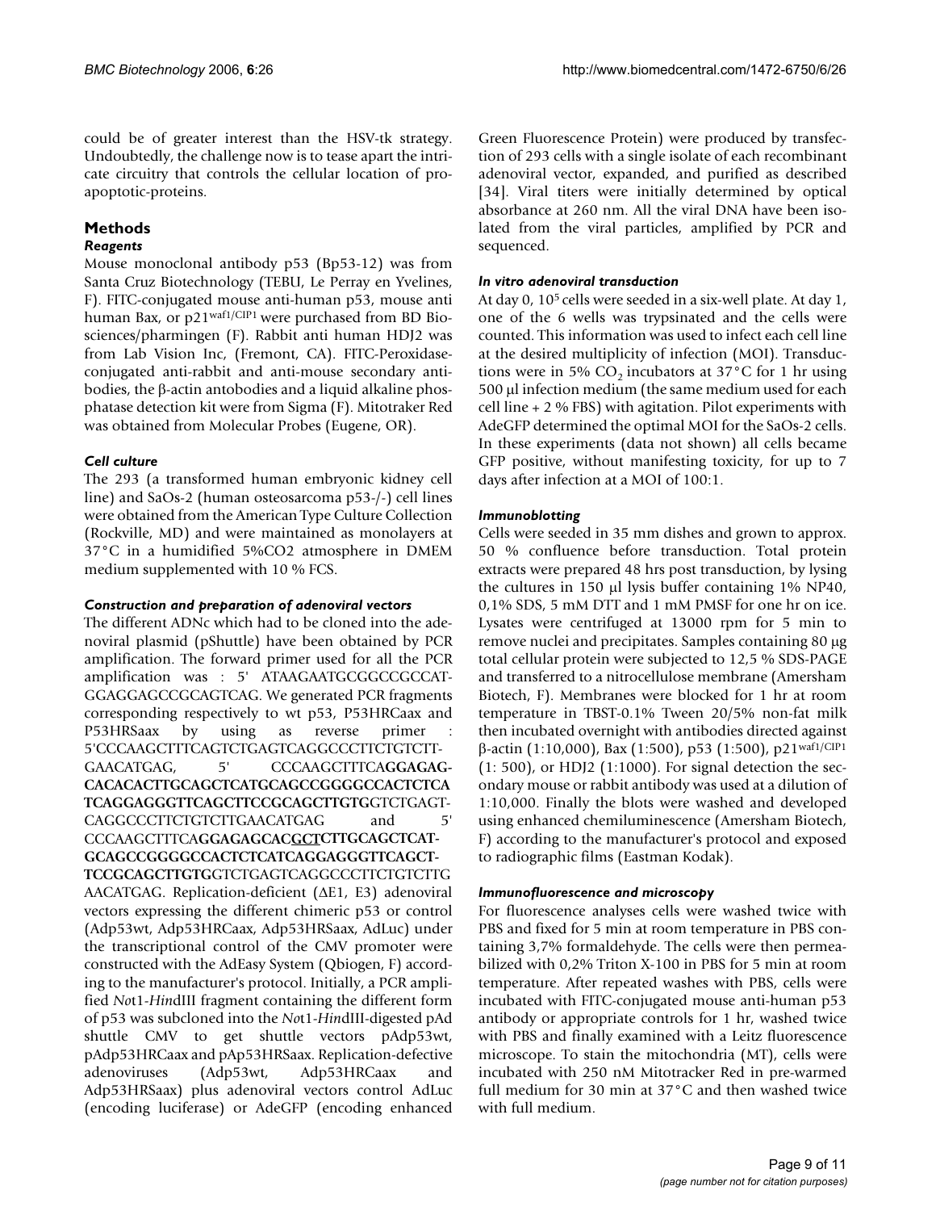could be of greater interest than the HSV-tk strategy. Undoubtedly, the challenge now is to tease apart the intricate circuitry that controls the cellular location of pro-apoptotic-proteins.

## Methods

### *Reagents*

Mouse monoclonal antibody p53 (Bp53-12) was from Santa Cruz Biotechnology (TEBU, Le Perray en Yvelines, F). FITC-conjugated mouse anti-human p53, mouse anti human Bax, or p21$^{waf1/CIP1}$ were purchased from BD Biosciences/pharmingen (F). Rabbit anti human HDJ2 was from Lab Vision Inc, (Fremont, CA). FITC-Peroxidase-conjugated anti-rabbit and anti-mouse secondary antibodies, the β-actin antobodies and a liquid alkaline phosphatase detection kit were from Sigma (F). Mitotraker Red was obtained from Molecular Probes (Eugene, OR).

### *Cell culture*

The 293 (a transformed human embryonic kidney cell line) and SaOs-2 (human osteosarcoma p53-/-) cell lines were obtained from the American Type Culture Collection (Rockville, MD) and were maintained as monolayers at 37°C in a humidified 5%CO2 atmosphere in DMEM medium supplemented with 10 % FCS.

### *Construction and preparation of adenoviral vectors*

The different ADNc which had to be cloned into the adenoviral plasmid (pShuttle) have been obtained by PCR amplification. The forward primer used for all the PCR amplification was : 5' ATAAGAATGCGGCCGCCATGGAGGAGCCGCAGTCAG. We generated PCR fragments corresponding respectively to wt p53, P53HRCaax and P53HRSaax by using as reverse primer : 5'CCCAAGCTTTCAGTCTGAGTCAGGCCCTTCTGTCTTGAACATGAG, 5' CCCAAGCTTTCA**GGAGAGCACACACTTGCAGCTCATGCAGCCGGGGCCACTCTCATCAGGAGGGTTCAGCTTCCGCAGCTTGTG**GTCTGAGTCAGGCCCTTCTGTCTTGAACATGAG and 5' CCCAAGCTTTCA**GGAGAGCAC<u>GCT</u>CTTGCAGCTCATGCAGCCGGGGCCACTCTCATCAGGAGGGTTCAGCTTCCGCAGCTTGTG**GTCTGAGTCAGGCCCTTCTGTCTTGAACATGAG. Replication-deficient (ΔE1, E3) adenoviral vectors expressing the different chimeric p53 or control (Adp53wt, Adp53HRCaax, Adp53HRSaax, AdLuc) under the transcriptional control of the CMV promoter were constructed with the AdEasy System (Qbiogen, F) according to the manufacturer's protocol. Initially, a PCR amplified *Not*1-*Hin*dIII fragment containing the different form of p53 was subcloned into the *Not*1-*Hin*dIII-digested pAd shuttle CMV to get shuttle vectors pAdp53wt, pAdp53HRCaax and pAp53HRSaax. Replication-defective adenoviruses (Adp53wt, Adp53HRCaax and Adp53HRSaax) plus adenoviral vectors control AdLuc (encoding luciferase) or AdeGFP (encoding enhanced Green Fluorescence Protein) were produced by transfection of 293 cells with a single isolate of each recombinant adenoviral vector, expanded, and purified as described [34]. Viral titers were initially determined by optical absorbance at 260 nm. All the viral DNA have been isolated from the viral particles, amplified by PCR and sequenced.

### *In vitro adenoviral transduction*

At day 0, $10^5$ cells were seeded in a six-well plate. At day 1, one of the 6 wells was trypsinated and the cells were counted. This information was used to infect each cell line at the desired multiplicity of infection (MOI). Transductions were in 5% $CO_2$ incubators at 37°C for 1 hr using 500 μl infection medium (the same medium used for each cell line + 2 % FBS) with agitation. Pilot experiments with AdeGFP determined the optimal MOI for the SaOs-2 cells. In these experiments (data not shown) all cells became GFP positive, without manifesting toxicity, for up to 7 days after infection at a MOI of 100:1.

### *Immunoblotting*

Cells were seeded in 35 mm dishes and grown to approx. 50 % confluence before transduction. Total protein extracts were prepared 48 hrs post transduction, by lysing the cultures in 150 μl lysis buffer containing 1% NP40, 0,1% SDS, 5 mM DTT and 1 mM PMSF for one hr on ice. Lysates were centrifuged at 13000 rpm for 5 min to remove nuclei and precipitates. Samples containing 80 μg total cellular protein were subjected to 12,5 % SDS-PAGE and transferred to a nitrocellulose membrane (Amersham Biotech, F). Membranes were blocked for 1 hr at room temperature in TBST-0.1% Tween 20/5% non-fat milk then incubated overnight with antibodies directed against β-actin (1:10,000), Bax (1:500), p53 (1:500), p21$^{waf1/CIP1}$ (1: 500), or HDJ2 (1:1000). For signal detection the secondary mouse or rabbit antibody was used at a dilution of 1:10,000. Finally the blots were washed and developed using enhanced chemiluminescence (Amersham Biotech, F) according to the manufacturer's protocol and exposed to radiographic films (Eastman Kodak).

### *Immunofluorescence and microscopy*

For fluorescence analyses cells were washed twice with PBS and fixed for 5 min at room temperature in PBS containing 3,7% formaldehyde. The cells were then permeabilized with 0,2% Triton X-100 in PBS for 5 min at room temperature. After repeated washes with PBS, cells were incubated with FITC-conjugated mouse anti-human p53 antibody or appropriate controls for 1 hr, washed twice with PBS and finally examined with a Leitz fluorescence microscope. To stain the mitochondria (MT), cells were incubated with 250 nM Mitotracker Red in pre-warmed full medium for 30 min at 37°C and then washed twice with full medium.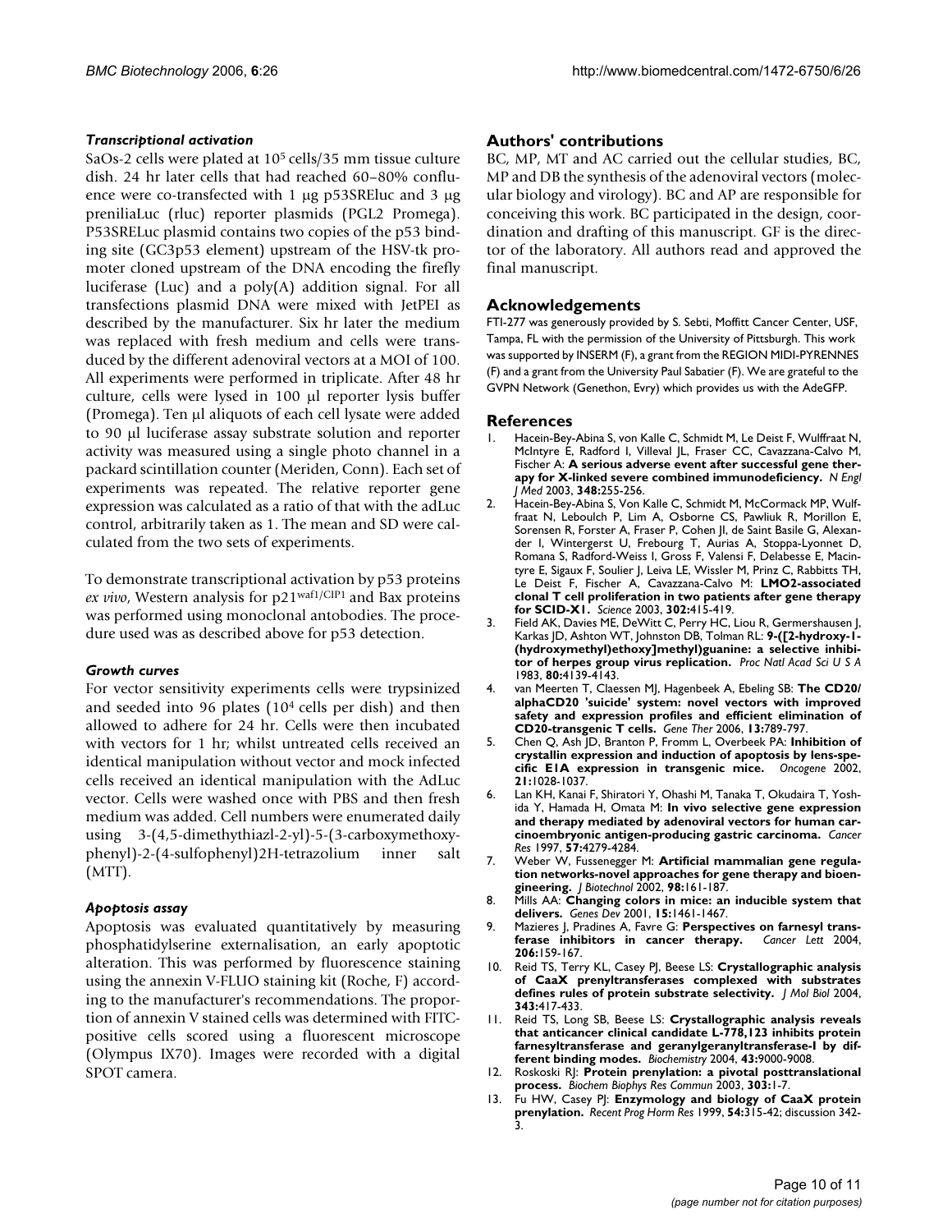#### *Transcriptional activation*

SaOs-2 cells were plated at $10^5$ cells/35 mm tissue culture dish. 24 hr later cells that had reached 60–80% confluence were co-transfected with 1 μg p53SREluc and 3 μg preniliaLuc (rluc) reporter plasmids (PGL2 Promega). P53SRELuc plasmid contains two copies of the p53 binding site (GC3p53 element) upstream of the HSV-tk promoter cloned upstream of the DNA encoding the firefly luciferase (Luc) and a poly(A) addition signal. For all transfections plasmid DNA were mixed with JetPEI as described by the manufacturer. Six hr later the medium was replaced with fresh medium and cells were transduced by the different adenoviral vectors at a MOI of 100. All experiments were performed in triplicate. After 48 hr culture, cells were lysed in 100 μl reporter lysis buffer (Promega). Ten μl aliquots of each cell lysate were added to 90 μl luciferase assay substrate solution and reporter activity was measured using a single photo channel in a packard scintillation counter (Meriden, Conn). Each set of experiments was repeated. The relative reporter gene expression was calculated as a ratio of that with the adLuc control, arbitrarily taken as 1. The mean and SD were calculated from the two sets of experiments.

To demonstrate transcriptional activation by p53 proteins *ex vivo*, Western analysis for $p21^{waf1/CIP1}$ and Bax proteins was performed using monoclonal antobodies. The procedure used was as described above for p53 detection.

#### *Growth curves*

For vector sensitivity experiments cells were trypsinized and seeded into 96 plates ($10^4$ cells per dish) and then allowed to adhere for 24 hr. Cells were then incubated with vectors for 1 hr; whilst untreated cells received an identical manipulation without vector and mock infected cells received an identical manipulation with the AdLuc vector. Cells were washed once with PBS and then fresh medium was added. Cell numbers were enumerated daily using 3-(4,5-dimethythiazl-2-yl)-5-(3-carboxymethoxyphenyl)-2-(4-sulfophenyl)2H-tetrazolium inner salt (MTT).

#### *Apoptosis assay*

Apoptosis was evaluated quantitatively by measuring phosphatidylserine externalisation, an early apoptotic alteration. This was performed by fluorescence staining using the annexin V-FLUO staining kit (Roche, F) according to the manufacturer's recommendations. The proportion of annexin V stained cells was determined with FITC-positive cells scored using a fluorescent microscope (Olympus IX70). Images were recorded with a digital SPOT camera.

## Authors' contributions

BC, MP, MT and AC carried out the cellular studies, BC, MP and DB the synthesis of the adenoviral vectors (molecular biology and virology). BC and AP are responsible for conceiving this work. BC participated in the design, coordination and drafting of this manuscript. GF is the director of the laboratory. All authors read and approved the final manuscript.

## Acknowledgements

FTI-277 was generously provided by S. Sebti, Moffitt Cancer Center, USF, Tampa, FL with the permission of the University of Pittsburgh. This work was supported by INSERM (F), a grant from the REGION MIDI-PYRENNES (F) and a grant from the University Paul Sabatier (F). We are grateful to the GVPN Network (Genethon, Evry) which provides us with the AdeGFP.

## References

1. Hacein-Bey-Abina S, von Kalle C, Schmidt M, Le Deist F, Wulffraat N, McIntyre E, Radford I, Villeval JL, Fraser CC, Cavazzana-Calvo M, Fischer A: **A serious adverse event after successful gene therapy for X-linked severe combined immunodeficiency.** *N Engl J Med* 2003, **348:**255-256.
2. Hacein-Bey-Abina S, Von Kalle C, Schmidt M, McCormack MP, Wulffraat N, Leboulch P, Lim A, Osborne CS, Pawliuk R, Morillon E, Sorensen R, Forster A, Fraser P, Cohen JI, de Saint Basile G, Alexander I, Wintergerst U, Frebourg T, Aurias A, Stoppa-Lyonnet D, Romana S, Radford-Weiss I, Gross F, Valensi F, Delabesse E, Macintyre E, Sigaux F, Soulier J, Leiva LE, Wissler M, Prinz C, Rabbitts TH, Le Deist F, Fischer A, Cavazzana-Calvo M: **LMO2-associated clonal T cell proliferation in two patients after gene therapy for SCID-X1.** *Science* 2003, **302:**415-419.
3. Field AK, Davies ME, DeWitt C, Perry HC, Liou R, Germershausen J, Karkas JD, Ashton WT, Johnston DB, Tolman RL: **9-([2-hydroxy-1-(hydroxymethyl)ethoxy]methyl)guanine: a selective inhibitor of herpes group virus replication.** *Proc Natl Acad Sci U S A* 1983, **80:**4139-4143.
4. van Meerten T, Claessen MJ, Hagenbeek A, Ebeling SB: **The CD20/alphaCD20 'suicide' system: novel vectors with improved safety and expression profiles and efficient elimination of CD20-transgenic T cells.** *Gene Ther* 2006, **13:**789-797.
5. Chen Q, Ash JD, Branton P, Fromm L, Overbeek PA: **Inhibition of crystallin expression and induction of apoptosis by lens-specific E1A expression in transgenic mice.** *Oncogene* 2002, **21:**1028-1037.
6. Lan KH, Kanai F, Shiratori Y, Ohashi M, Tanaka T, Okudaira T, Yoshida Y, Hamada H, Omata M: **In vivo selective gene expression and therapy mediated by adenoviral vectors for human carcinoembryonic antigen-producing gastric carcinoma.** *Cancer Res* 1997, **57:**4279-4284.
7. Weber W, Fussenegger M: **Artificial mammalian gene regulation networks-novel approaches for gene therapy and bioengineering.** *J Biotechnol* 2002, **98:**161-187.
8. Mills AA: **Changing colors in mice: an inducible system that delivers.** *Genes Dev* 2001, **15:**1461-1467.
9. Mazieres J, Pradines A, Favre G: **Perspectives on farnesyl transferase inhibitors in cancer therapy.** *Cancer Lett* 2004, **206:**159-167.
10. Reid TS, Terry KL, Casey PJ, Beese LS: **Crystallographic analysis of CaaX prenyltransferases complexed with substrates defines rules of protein substrate selectivity.** *J Mol Biol* 2004, **343:**417-433.
11. Reid TS, Long SB, Beese LS: **Crystallographic analysis reveals that anticancer clinical candidate L-778,123 inhibits protein farnesyltransferase and geranylgeranyltransferase-I by different binding modes.** *Biochemistry* 2004, **43:**9000-9008.
12. Roskoski RJ: **Protein prenylation: a pivotal posttranslational process.** *Biochem Biophys Res Commun* 2003, **303:**1-7.
13. Fu HW, Casey PJ: **Enzymology and biology of CaaX protein prenylation.** *Recent Prog Horm Res* 1999, **54:**315-42; discussion 342-3.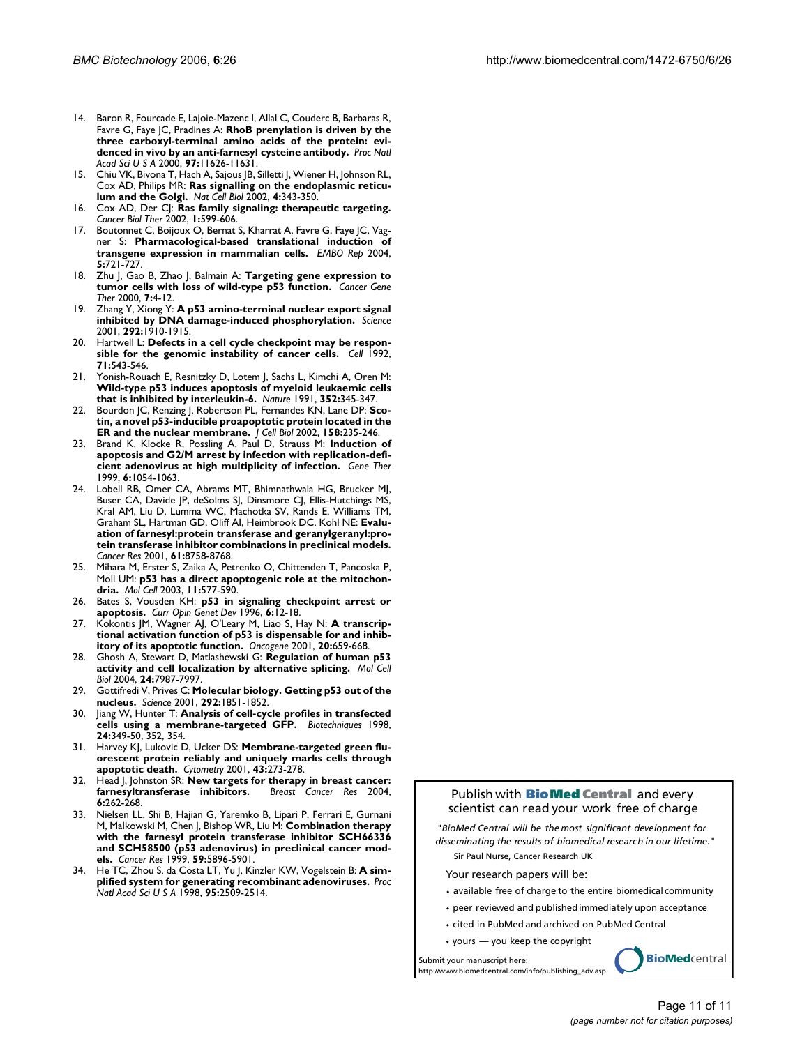14. Baron R, Fourcade E, Lajoie-Mazenc I, Allal C, Couderc B, Barbaras R, Favre G, Faye JC, Pradines A: **RhoB prenylation is driven by the three carboxyl-terminal amino acids of the protein: evidenced in vivo by an anti-farnesyl cysteine antibody.** *Proc Natl Acad Sci U S A* 2000, **97:**11626-11631.
15. Chiu VK, Bivona T, Hach A, Sajous JB, Silletti J, Wiener H, Johnson RL, Cox AD, Philips MR: **Ras signalling on the endoplasmic reticulum and the Golgi.** *Nat Cell Biol* 2002, **4:**343-350.
16. Cox AD, Der CJ: **Ras family signaling: therapeutic targeting.** *Cancer Biol Ther* 2002, **1:**599-606.
17. Boutonnet C, Boijoux O, Bernat S, Kharrat A, Favre G, Faye JC, Vagner S: **Pharmacological-based translational induction of transgene expression in mammalian cells.** *EMBO Rep* 2004, **5:**721-727.
18. Zhu J, Gao B, Zhao J, Balmain A: **Targeting gene expression to tumor cells with loss of wild-type p53 function.** *Cancer Gene Ther* 2000, **7:**4-12.
19. Zhang Y, Xiong Y: **A p53 amino-terminal nuclear export signal inhibited by DNA damage-induced phosphorylation.** *Science* 2001, **292:**1910-1915.
20. Hartwell L: **Defects in a cell cycle checkpoint may be responsible for the genomic instability of cancer cells.** *Cell* 1992, **71:**543-546.
21. Yonish-Rouach E, Resnitzky D, Lotem J, Sachs L, Kimchi A, Oren M: **Wild-type p53 induces apoptosis of myeloid leukaemic cells that is inhibited by interleukin-6.** *Nature* 1991, **352:**345-347.
22. Bourdon JC, Renzing J, Robertson PL, Fernandes KN, Lane DP: **Scotin, a novel p53-inducible proapoptotic protein located in the ER and the nuclear membrane.** *J Cell Biol* 2002, **158:**235-246.
23. Brand K, Klocke R, Possling A, Paul D, Strauss M: **Induction of apoptosis and G2/M arrest by infection with replication-deficient adenovirus at high multiplicity of infection.** *Gene Ther* 1999, **6:**1054-1063.
24. Lobell RB, Omer CA, Abrams MT, Bhimnathwala HG, Brucker MJ, Buser CA, Davide JP, deSolms SJ, Dinsmore CJ, Ellis-Hutchings MS, Kral AM, Liu D, Lumma WC, Machotka SV, Rands E, Williams TM, Graham SL, Hartman GD, Oliff AI, Heimbrook DC, Kohl NE: **Evaluation of farnesyl:protein transferase and geranylgeranyl:protein transferase inhibitor combinations in preclinical models.** *Cancer Res* 2001, **61:**8758-8768.
25. Mihara M, Erster S, Zaika A, Petrenko O, Chittenden T, Pancoska P, Moll UM: **p53 has a direct apoptogenic role at the mitochondria.** *Mol Cell* 2003, **11:**577-590.
26. Bates S, Vousden KH: **p53 in signaling checkpoint arrest or apoptosis.** *Curr Opin Genet Dev* 1996, **6:**12-18.
27. Kokontis JM, Wagner AJ, O'Leary M, Liao S, Hay N: **A transcriptional activation function of p53 is dispensable for and inhibitory of its apoptotic function.** *Oncogene* 2001, **20:**659-668.
28. Ghosh A, Stewart D, Matlashewski G: **Regulation of human p53 activity and cell localization by alternative splicing.** *Mol Cell Biol* 2004, **24:**7987-7997.
29. Gottifredi V, Prives C: **Molecular biology. Getting p53 out of the nucleus.** *Science* 2001, **292:**1851-1852.
30. Jiang W, Hunter T: **Analysis of cell-cycle profiles in transfected cells using a membrane-targeted GFP.** *Biotechniques* 1998, **24:**349-50, 352, 354.
31. Harvey KJ, Lukovic D, Ucker DS: **Membrane-targeted green fluorescent protein reliably and uniquely marks cells through apoptotic death.** *Cytometry* 2001, **43:**273-278.
32. Head J, Johnston SR: **New targets for therapy in breast cancer: farnesyltransferase inhibitors.** *Breast Cancer Res* 2004, **6:**262-268.
33. Nielsen LL, Shi B, Hajian G, Yaremko B, Lipari P, Ferrari E, Gurnani M, Malkowski M, Chen J, Bishop WR, Liu M: **Combination therapy with the farnesyl protein transferase inhibitor SCH66336 and SCH58500 (p53 adenovirus) in preclinical cancer models.** *Cancer Res* 1999, **59:**5896-5901.
34. He TC, Zhou S, da Costa LT, Yu J, Kinzler KW, Vogelstein B: **A simplified system for generating recombinant adenoviruses.** *Proc Natl Acad Sci U S A* 1998, **95:**2509-2514.

Publish with **BioMed Central** and every scientist can read your work free of charge

*"BioMed Central will be the most significant development for disseminating the results of biomedical research in our lifetime."*

Sir Paul Nurse, Cancer Research UK

Your research papers will be:

- available free of charge to the entire biomedical community
- peer reviewed and published immediately upon acceptance
- cited in PubMed and archived on PubMed Central
- yours — you keep the copyright

Submit your manuscript here:
http://www.biomedcentral.com/info/publishing_adv.asp

BioMedcentral